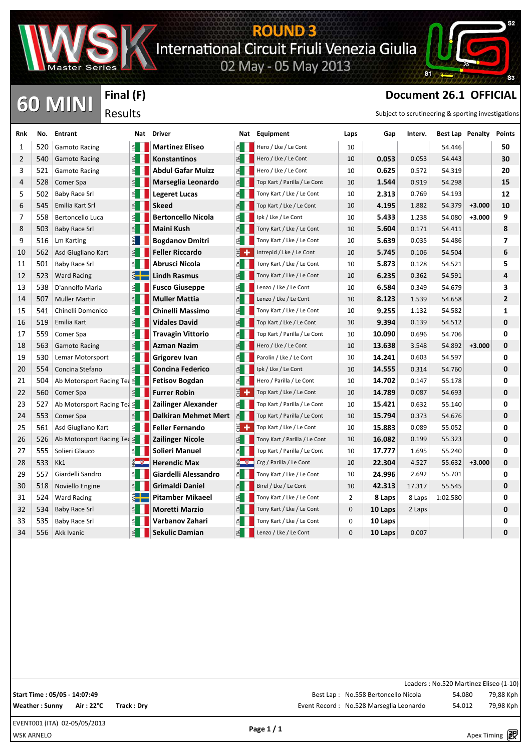# ROUND 3
## International Circuit Friuli Venezia Giulia
02 May - 05 May 2013

**60 MINI** — **Final (F)** Results

**Document 26.1 OFFICIAL**

Subject to scrutineering & sporting investigations

| Rnk | No. | Entrant | Nat | Driver | Nat | Equipment | Laps | Gap | Interv. | Best Lap | Penalty | Points |
|---|---|---|---|---|---|---|---|---|---|---|---|---|
| 1 | 520 | Gamoto Racing | ITA | **Martinez Eliseo** | ITA | Hero / Lke / Le Cont | 10 | | | 54.446 | | **50** |
| 2 | 540 | Gamoto Racing | ITA | **Konstantinos** | ITA | Hero / Lke / Le Cont | 10 | **0.053** | 0.053 | 54.443 | | **30** |
| 3 | 521 | Gamoto Racing | ITA | **Abdul Gafar Muizz** | ITA | Hero / Lke / Le Cont | 10 | **0.625** | 0.572 | 54.319 | | **20** |
| 4 | 528 | Comer Spa | ITA | **Marseglia Leonardo** | ITA | Top Kart / Parilla / Le Cont | 10 | **1.544** | 0.919 | 54.298 | | **15** |
| 5 | 502 | Baby Race Srl | ITA | **Legeret Lucas** | ITA | Tony Kart / Lke / Le Cont | 10 | **2.313** | 0.769 | 54.193 | | **12** |
| 6 | 545 | Emilia Kart Srl | ITA | **Skeed** | ITA | Top Kart / Lke / Le Cont | 10 | **4.195** | 1.882 | 54.379 | **+3.000** | **10** |
| 7 | 558 | Bertoncello Luca | ITA | **Bertoncello Nicola** | ITA | Ipk / Lke / Le Cont | 10 | **5.433** | 1.238 | 54.080 | **+3.000** | **9** |
| 8 | 503 | Baby Race Srl | ITA | **Maini Kush** | ITA | Tony Kart / Lke / Le Cont | 10 | **5.604** | 0.171 | 54.411 | | **8** |
| 9 | 516 | Lm Karting | FRA | **Bogdanov Dmitri** | ITA | Tony Kart / Lke / Le Cont | 10 | **5.639** | 0.035 | 54.486 | | **7** |
| 10 | 562 | Asd Giugliano Kart | ITA | **Feller Riccardo** | CHE | Intrepid / Lke / Le Cont | 10 | **5.745** | 0.106 | 54.504 | | **6** |
| 11 | 501 | Baby Race Srl | ITA | **Abrusci Nicola** | ITA | Tony Kart / Lke / Le Cont | 10 | **5.873** | 0.128 | 54.521 | | **5** |
| 12 | 523 | Ward Racing | SWE | **Lindh Rasmus** | ITA | Tony Kart / Lke / Le Cont | 10 | **6.235** | 0.362 | 54.591 | | **4** |
| 13 | 538 | D'annolfo Maria | ITA | **Fusco Giuseppe** | ITA | Lenzo / Lke / Le Cont | 10 | **6.584** | 0.349 | 54.679 | | **3** |
| 14 | 507 | Muller Martin | ITA | **Muller Mattia** | ITA | Lenzo / Lke / Le Cont | 10 | **8.123** | 1.539 | 54.658 | | **2** |
| 15 | 541 | Chinelli Domenico | ITA | **Chinelli Massimo** | ITA | Tony Kart / Lke / Le Cont | 10 | **9.255** | 1.132 | 54.582 | | **1** |
| 16 | 519 | Emilia Kart | ITA | **Vidales David** | ITA | Top Kart / Lke / Le Cont | 10 | **9.394** | 0.139 | 54.512 | | **0** |
| 17 | 559 | Comer Spa | ITA | **Travagin Vittorio** | ITA | Top Kart / Parilla / Le Cont | 10 | **10.090** | 0.696 | 54.706 | | **0** |
| 18 | 563 | Gamoto Racing | ITA | **Azman Nazim** | ITA | Hero / Lke / Le Cont | 10 | **13.638** | 3.548 | 54.892 | **+3.000** | **0** |
| 19 | 530 | Lemar Motorsport | ITA | **Grigorev Ivan** | ITA | Parolin / Lke / Le Cont | 10 | **14.241** | 0.603 | 54.597 | | **0** |
| 20 | 554 | Concina Stefano | ITA | **Concina Federico** | ITA | Ipk / Lke / Le Cont | 10 | **14.555** | 0.314 | 54.760 | | **0** |
| 21 | 504 | Ab Motorsport Racing Tea | ITA | **Fetisov Bogdan** | ITA | Hero / Parilla / Le Cont | 10 | **14.702** | 0.147 | 55.178 | | **0** |
| 22 | 560 | Comer Spa | ITA | **Furrer Robin** | CHE | Top Kart / Lke / Le Cont | 10 | **14.789** | 0.087 | 54.693 | | **0** |
| 23 | 527 | Ab Motorsport Racing Tea | ITA | **Zailinger Alexander** | ITA | Top Kart / Parilla / Le Cont | 10 | **15.421** | 0.632 | 55.140 | | **0** |
| 24 | 553 | Comer Spa | ITA | **Dalkiran Mehmet Mert** | ITA | Top Kart / Parilla / Le Cont | 10 | **15.794** | 0.373 | 54.676 | | **0** |
| 25 | 561 | Asd Giugliano Kart | ITA | **Feller Fernando** | CHE | Top Kart / Lke / Le Cont | 10 | **15.883** | 0.089 | 55.052 | | **0** |
| 26 | 526 | Ab Motorsport Racing Tea | ITA | **Zailinger Nicole** | ITA | Tony Kart / Parilla / Le Cont | 10 | **16.082** | 0.199 | 55.323 | | **0** |
| 27 | 555 | Solieri Glauco | ITA | **Solieri Manuel** | ITA | Top Kart / Parilla / Le Cont | 10 | **17.777** | 1.695 | 55.240 | | **0** |
| 28 | 533 | Kk1 | HRV | **Herendic Max** | HRV | Crg / Parilla / Le Cont | 10 | **22.304** | 4.527 | 55.632 | **+3.000** | **0** |
| 29 | 557 | Giardelli Sandro | ITA | **Giardelli Alessandro** | ITA | Tony Kart / Lke / Le Cont | 10 | **24.996** | 2.692 | 55.701 | | **0** |
| 30 | 518 | Noviello Engine | ITA | **Grimaldi Daniel** | ITA | Birel / Lke / Le Cont | 10 | **42.313** | 17.317 | 55.545 | | **0** |
| 31 | 524 | Ward Racing | SWE | **Pitamber Mikaeel** | ITA | Tony Kart / Lke / Le Cont | 2 | **8 Laps** | 8 Laps | 1:02.580 | | **0** |
| 32 | 534 | Baby Race Srl | ITA | **Moretti Marzio** | ITA | Tony Kart / Lke / Le Cont | 0 | **10 Laps** | 2 Laps | | | **0** |
| 33 | 535 | Baby Race Srl | ITA | **Varbanov Zahari** | ITA | Tony Kart / Lke / Le Cont | 0 | **10 Laps** | | | | **0** |
| 34 | 556 | Akk Ivanic | ITA | **Sekulic Damian** | ITA | Lenzo / Lke / Le Cont | 0 | **10 Laps** | 0.007 | | | **0** |

Leaders : No.520 Martinez Eliseo (1-10)

**Start Time : 05/05 - 14:07:49**

**Weather : Sunny** **Air : 22°C** **Track : Dry**

Best Lap : No.558 Bertoncello Nicola 54.080 79,88 Kph

Event Record : No.528 Marseglia Leonardo 54.012 79,98 Kph

EVENT001 (ITA) 02-05/05/2013

WSK ARNELO

Apex Timing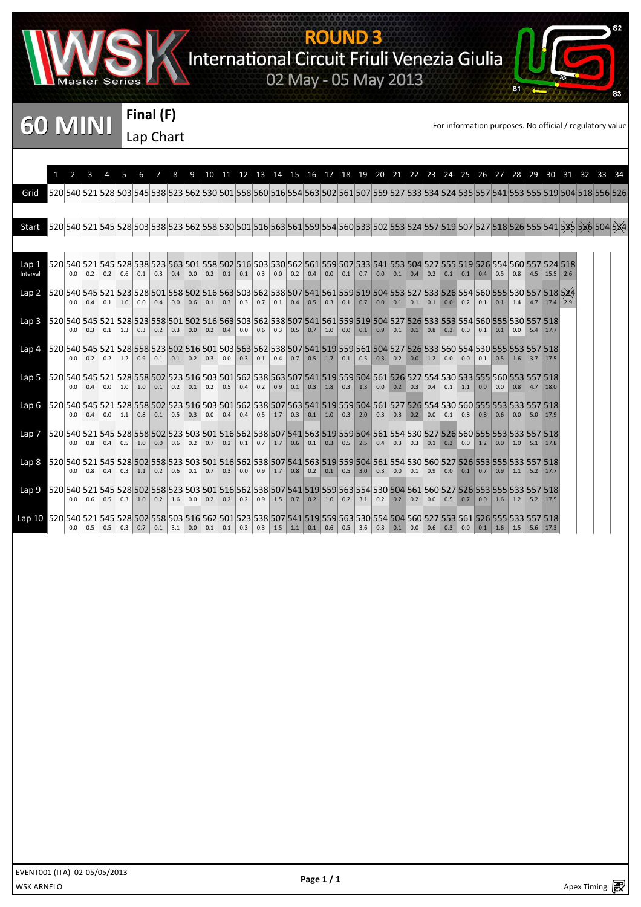# ROUND 3

## International Circuit Friuli Venezia Giulia

02 May - 05 May 2013

# 60 MINI

## Final (F)

Lap Chart

For information purposes. No official / regulatory value

| | 1 | 2 | 3 | 4 | 5 | 6 | 7 | 8 | 9 | 10 | 11 | 12 | 13 | 14 | 15 | 16 | 17 | 18 | 19 | 20 | 21 | 22 | 23 | 24 | 25 | 26 | 27 | 28 | 29 | 30 | 31 | 32 | 33 | 34 |
|---|---|---|---|---|---|---|---|---|---|---|---|---|---|---|---|---|---|---|---|---|---|---|---|---|---|---|---|---|---|---|---|---|---|---|
| Grid | 520 | 540 | 521 | 528 | 503 | 545 | 538 | 523 | 562 | 530 | 501 | 558 | 560 | 516 | 554 | 563 | 502 | 561 | 507 | 559 | 527 | 533 | 534 | 524 | 535 | 557 | 541 | 553 | 555 | 519 | 504 | 518 | 556 | 526 |
| Start | 520 | 540 | 521 | 545 | 528 | 503 | 538 | 523 | 562 | 558 | 530 | 501 | 516 | 563 | 561 | 559 | 554 | 560 | 533 | 502 | 553 | 524 | 557 | 519 | 507 | 527 | 518 | 526 | 555 | 541 | ~~535~~ | ~~556~~ | 504 | ~~534~~ |
| Lap 1 | 520 | 540 | 521 | 545 | 528 | 538 | 523 | 563 | 501 | 558 | 502 | 516 | 503 | 530 | 562 | 561 | 559 | 507 | 533 | 541 | 553 | 504 | 527 | 555 | 519 | 526 | 554 | 560 | 557 | 524 | 518 | | | |
| Interval | | 0.0 | 0.2 | 0.2 | 0.6 | 0.1 | 0.3 | 0.4 | 0.0 | 0.2 | 0.1 | 0.1 | 0.3 | 0.0 | 0.2 | 0.4 | 0.0 | 0.1 | 0.7 | 0.0 | 0.1 | 0.4 | 0.2 | 0.1 | 0.1 | 0.4 | 0.5 | 0.8 | 4.5 | 15.5 | 2.6 | | | |
| Lap 2 | 520 | 540 | 545 | 521 | 523 | 528 | 501 | 558 | 502 | 516 | 563 | 503 | 562 | 538 | 507 | 541 | 561 | 559 | 519 | 504 | 553 | 527 | 533 | 526 | 554 | 560 | 555 | 530 | 557 | 518 | ~~524~~ | | | |
| | | 0.0 | 0.4 | 0.1 | 1.0 | 0.0 | 0.4 | 0.0 | 0.6 | 0.1 | 0.3 | 0.3 | 0.7 | 0.1 | 0.4 | 0.5 | 0.3 | 0.1 | 0.7 | 0.0 | 0.1 | 0.1 | 0.1 | 0.0 | 0.2 | 0.1 | 0.1 | 1.4 | 4.7 | 17.4 | 2.9 | | | |
| Lap 3 | 520 | 540 | 545 | 521 | 528 | 523 | 558 | 501 | 502 | 516 | 563 | 503 | 562 | 538 | 507 | 541 | 561 | 559 | 519 | 504 | 527 | 526 | 533 | 553 | 554 | 560 | 555 | 530 | 557 | 518 | | | | |
| | | 0.0 | 0.3 | 0.1 | 1.3 | 0.3 | 0.2 | 0.3 | 0.0 | 0.2 | 0.4 | 0.0 | 0.6 | 0.3 | 0.5 | 0.7 | 1.0 | 0.0 | 0.1 | 0.9 | 0.1 | 0.1 | 0.8 | 0.3 | 0.0 | 0.1 | 0.1 | 0.0 | 5.4 | 17.7 | | | | |
| Lap 4 | 520 | 540 | 545 | 521 | 528 | 558 | 523 | 502 | 516 | 501 | 503 | 563 | 562 | 538 | 507 | 541 | 519 | 559 | 561 | 504 | 527 | 526 | 533 | 560 | 554 | 530 | 555 | 553 | 557 | 518 | | | | |
| | | 0.0 | 0.2 | 0.2 | 1.2 | 0.9 | 0.1 | 0.1 | 0.2 | 0.3 | 0.0 | 0.3 | 0.1 | 0.4 | 0.7 | 0.5 | 1.7 | 0.1 | 0.5 | 0.3 | 0.2 | 0.0 | 1.2 | 0.0 | 0.0 | 0.1 | 0.5 | 1.6 | 3.7 | 17.5 | | | | |
| Lap 5 | 520 | 540 | 545 | 521 | 528 | 558 | 502 | 523 | 516 | 503 | 501 | 562 | 538 | 563 | 507 | 541 | 519 | 559 | 504 | 561 | 526 | 527 | 554 | 530 | 533 | 555 | 560 | 553 | 557 | 518 | | | | |
| | | 0.0 | 0.4 | 0.0 | 1.0 | 1.0 | 0.1 | 0.2 | 0.1 | 0.2 | 0.5 | 0.4 | 0.2 | 0.9 | 0.1 | 0.3 | 1.8 | 0.3 | 1.3 | 0.0 | 0.2 | 0.3 | 0.4 | 0.1 | 1.1 | 0.0 | 0.0 | 0.8 | 4.7 | 18.0 | | | | |
| Lap 6 | 520 | 540 | 545 | 521 | 528 | 558 | 502 | 523 | 516 | 503 | 501 | 562 | 538 | 507 | 563 | 541 | 519 | 559 | 504 | 561 | 527 | 526 | 554 | 530 | 560 | 555 | 553 | 533 | 557 | 518 | | | | |
| | | 0.0 | 0.4 | 0.0 | 1.1 | 0.8 | 0.1 | 0.5 | 0.3 | 0.0 | 0.4 | 0.4 | 0.5 | 1.7 | 0.3 | 0.1 | 1.0 | 0.3 | 2.0 | 0.3 | 0.3 | 0.2 | 0.0 | 0.1 | 0.8 | 0.8 | 0.6 | 0.0 | 5.0 | 17.9 | | | | |
| Lap 7 | 520 | 540 | 521 | 545 | 528 | 558 | 502 | 523 | 503 | 501 | 516 | 562 | 538 | 507 | 541 | 563 | 519 | 559 | 504 | 561 | 554 | 530 | 527 | 526 | 560 | 555 | 553 | 533 | 557 | 518 | | | | |
| | | 0.0 | 0.8 | 0.4 | 0.5 | 1.0 | 0.0 | 0.6 | 0.2 | 0.7 | 0.2 | 0.1 | 0.7 | 1.7 | 0.6 | 0.1 | 0.3 | 0.5 | 2.5 | 0.4 | 0.3 | 0.3 | 0.1 | 0.3 | 0.0 | 1.2 | 0.0 | 1.0 | 5.1 | 17.8 | | | | |
| Lap 8 | 520 | 540 | 521 | 545 | 528 | 502 | 558 | 523 | 503 | 501 | 516 | 562 | 538 | 507 | 541 | 563 | 519 | 559 | 504 | 561 | 554 | 530 | 560 | 527 | 526 | 553 | 555 | 533 | 557 | 518 | | | | |
| | | 0.0 | 0.8 | 0.4 | 0.3 | 1.1 | 0.2 | 0.6 | 0.1 | 0.7 | 0.3 | 0.0 | 0.9 | 1.7 | 0.8 | 0.2 | 0.1 | 0.5 | 3.0 | 0.3 | 0.0 | 0.1 | 0.9 | 0.0 | 0.1 | 0.7 | 0.9 | 1.1 | 5.2 | 17.7 | | | | |
| Lap 9 | 520 | 540 | 521 | 545 | 528 | 502 | 558 | 523 | 503 | 501 | 516 | 562 | 538 | 507 | 541 | 519 | 559 | 563 | 554 | 530 | 504 | 561 | 560 | 527 | 526 | 553 | 555 | 533 | 557 | 518 | | | | |
| | | 0.0 | 0.6 | 0.5 | 0.3 | 1.0 | 0.2 | 1.6 | 0.0 | 0.2 | 0.2 | 0.2 | 0.9 | 1.5 | 0.7 | 0.2 | 1.0 | 0.2 | 3.1 | 0.2 | 0.2 | 0.2 | 0.0 | 0.5 | 0.7 | 0.0 | 1.6 | 1.2 | 5.2 | 17.5 | | | | |
| Lap 10 | 520 | 540 | 521 | 545 | 528 | 502 | 558 | 503 | 516 | 562 | 501 | 523 | 538 | 507 | 541 | 519 | 559 | 563 | 530 | 554 | 504 | 560 | 527 | 553 | 561 | 526 | 555 | 533 | 557 | 518 | | | | |
| | | 0.0 | 0.5 | 0.5 | 0.3 | 0.7 | 0.1 | 3.1 | 0.0 | 0.1 | 0.1 | 0.3 | 0.3 | 1.5 | 1.1 | 0.1 | 0.6 | 0.5 | 3.6 | 0.3 | 0.1 | 0.0 | 0.6 | 0.3 | 0.0 | 0.1 | 1.6 | 1.5 | 5.6 | 17.3 | | | | |

EVENT001 (ITA) 02-05/05/2013

WSK ARNELO

Apex Timing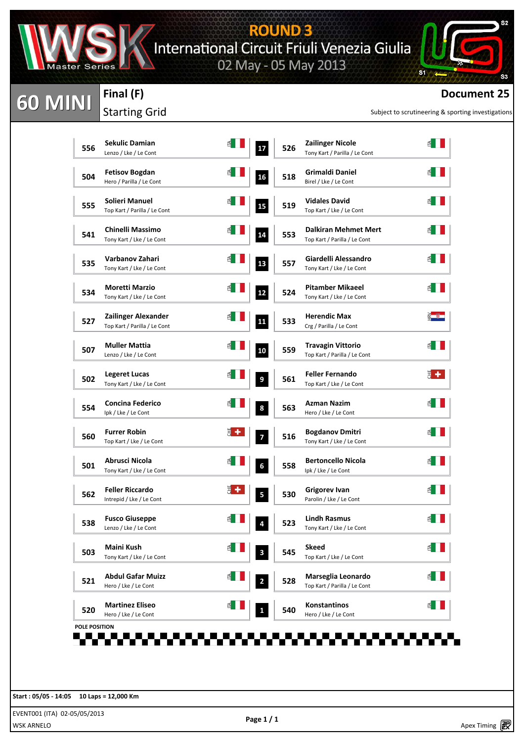# WSK Master Series

## ROUND 3

International Circuit Friuli Venezia Giulia

02 May - 05 May 2013

# 60 MINI

## Final (F)

Starting Grid

**Document 25**

Subject to scrutineering & sporting investigations

| Pos | No. | Driver | Chassis / Engine / Tyres | Nat | Pos | No. | Driver | Chassis / Engine / Tyres | Nat |
|---|---|---|---|---|---|---|---|---|---|
| 1 | 520 | **Martinez Eliseo** | Hero / Lke / Le Cont | ITA | 2 | 540 | **Konstantinos** | Hero / Lke / Le Cont | ITA |
| 3 | 521 | **Abdul Gafar Muizz** | Hero / Lke / Le Cont | ITA | 4 | 528 | **Marseglia Leonardo** | Top Kart / Parilla / Le Cont | ITA |
| 5 | 503 | **Maini Kush** | Tony Kart / Lke / Le Cont | ITA | 6 | 545 | **Skeed** | Top Kart / Lke / Le Cont | ITA |
| 7 | 538 | **Fusco Giuseppe** | Lenzo / Lke / Le Cont | ITA | 8 | 523 | **Lindh Rasmus** | Tony Kart / Lke / Le Cont | ITA |
| 9 | 562 | **Feller Riccardo** | Intrepid / Lke / Le Cont | CHE | 10 | 530 | **Grigorev Ivan** | Parolin / Lke / Le Cont | ITA |
| 11 | 501 | **Abrusci Nicola** | Tony Kart / Lke / Le Cont | ITA | 12 | 558 | **Bertoncello Nicola** | Ipk / Lke / Le Cont | ITA |
| 13 | 560 | **Furrer Robin** | Top Kart / Lke / Le Cont | CHE | 14 | 516 | **Bogdanov Dmitri** | Tony Kart / Lke / Le Cont | ITA |
| 15 | 554 | **Concina Federico** | Ipk / Lke / Le Cont | ITA | 16 | 563 | **Azman Nazim** | Hero / Lke / Le Cont | ITA |
| 17 | 502 | **Legeret Lucas** | Tony Kart / Lke / Le Cont | ITA | 18 | 561 | **Feller Fernando** | Top Kart / Lke / Le Cont | CHE |
| 19 | 507 | **Muller Mattia** | Lenzo / Lke / Le Cont | ITA | 20 | 559 | **Travagin Vittorio** | Top Kart / Parilla / Le Cont | ITA |
| 21 | 527 | **Zailinger Alexander** | Top Kart / Parilla / Le Cont | ITA | 22 | 533 | **Herendic Max** | Crg / Parilla / Le Cont | HRV |
| 23 | 534 | **Moretti Marzio** | Tony Kart / Lke / Le Cont | ITA | 24 | 524 | **Pitamber Mikaeel** | Tony Kart / Lke / Le Cont | ITA |
| 25 | 535 | **Varbanov Zahari** | Tony Kart / Lke / Le Cont | ITA | 26 | 557 | **Giardelli Alessandro** | Top Kart / Lke / Le Cont | ITA |
| 27 | 541 | **Chinelli Massimo** | Tony Kart / Lke / Le Cont | ITA | 28 | 553 | **Dalkiran Mehmet Mert** | Top Kart / Parilla / Le Cont | ITA |
| 29 | 555 | **Solieri Manuel** | Top Kart / Parilla / Le Cont | ITA | 30 | 519 | **Vidales David** | Top Kart / Lke / Le Cont | ITA |
| 31 | 504 | **Fetisov Bogdan** | Hero / Parilla / Le Cont | ITA | 32 | 518 | **Grimaldi Daniel** | Birel / Lke / Le Cont | ITA |
| 33 | 556 | **Sekulic Damian** | Lenzo / Lke / Le Cont | ITA | 34 | 526 | **Zailinger Nicole** | Tony Kart / Parilla / Le Cont | ITA |

POLE POSITION

**Start : 05/05 - 14:05 10 Laps = 12,000 Km**

EVENT001 (ITA) 02-05/05/2013

WSK ARNELO

Apex Timing